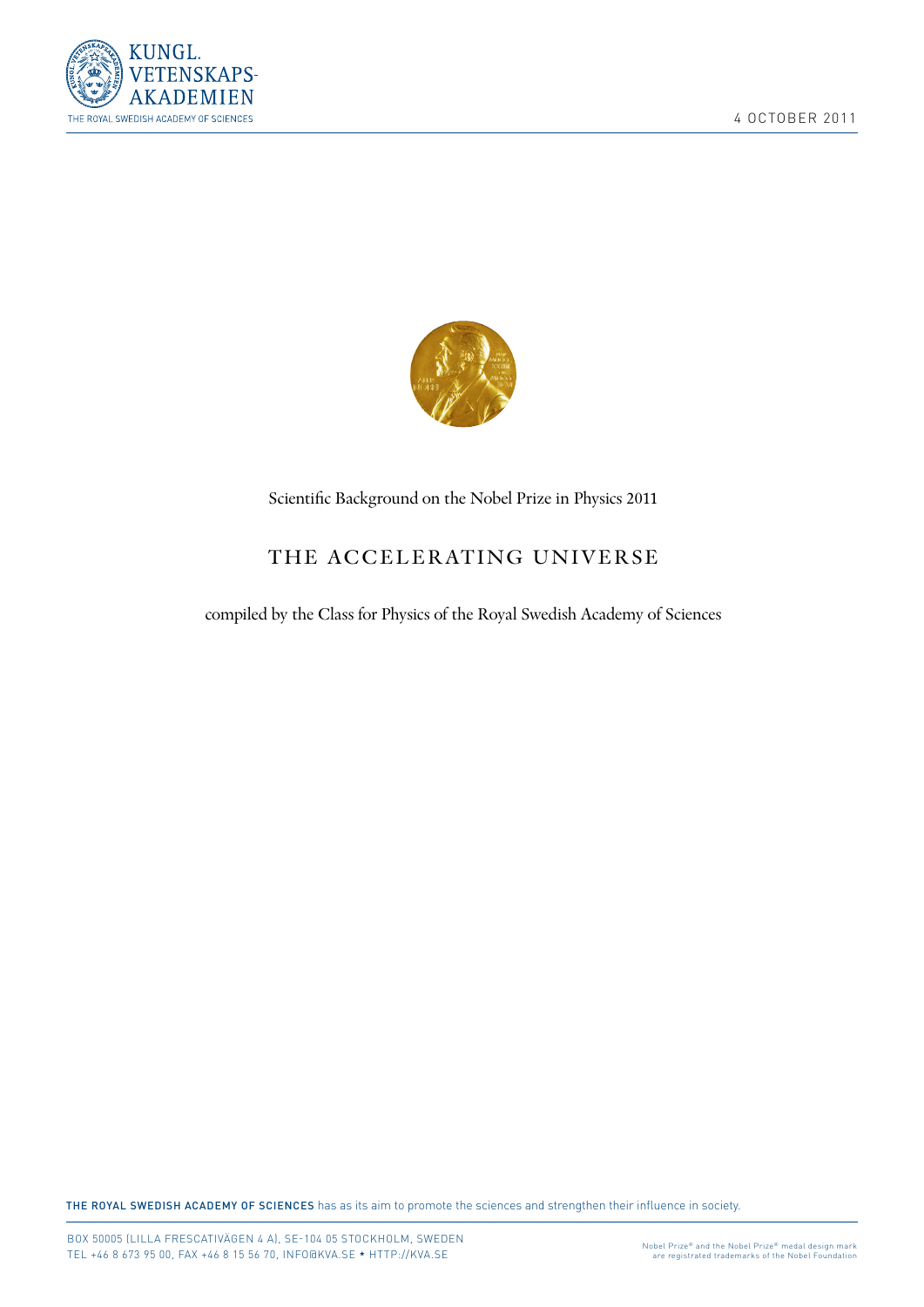KUNGL. VETENSKAPS-AKADEMIEN

THE ROYAL SWEDISH ACADEMY OF SCIENCES

4 OCTOBER 2011

Scientific Background on the Nobel Prize in Physics 2011

# THE ACCELERATING UNIVERSE

compiled by the Class for Physics of the Royal Swedish Academy of Sciences

**THE ROYAL SWEDISH ACADEMY OF SCIENCES** has as its aim to promote the sciences and strengthen their influence in society.

BOX 50005 (LILLA FRESCATIVÄGEN 4 A), SE-104 05 STOCKHOLM, SWEDEN
TEL +46 8 673 95 00, FAX +46 8 15 56 70, INFO@KVA.SE * HTTP://KVA.SE

Nobel Prize® and the Nobel Prize® medal design mark are registrated trademarks of the Nobel Foundation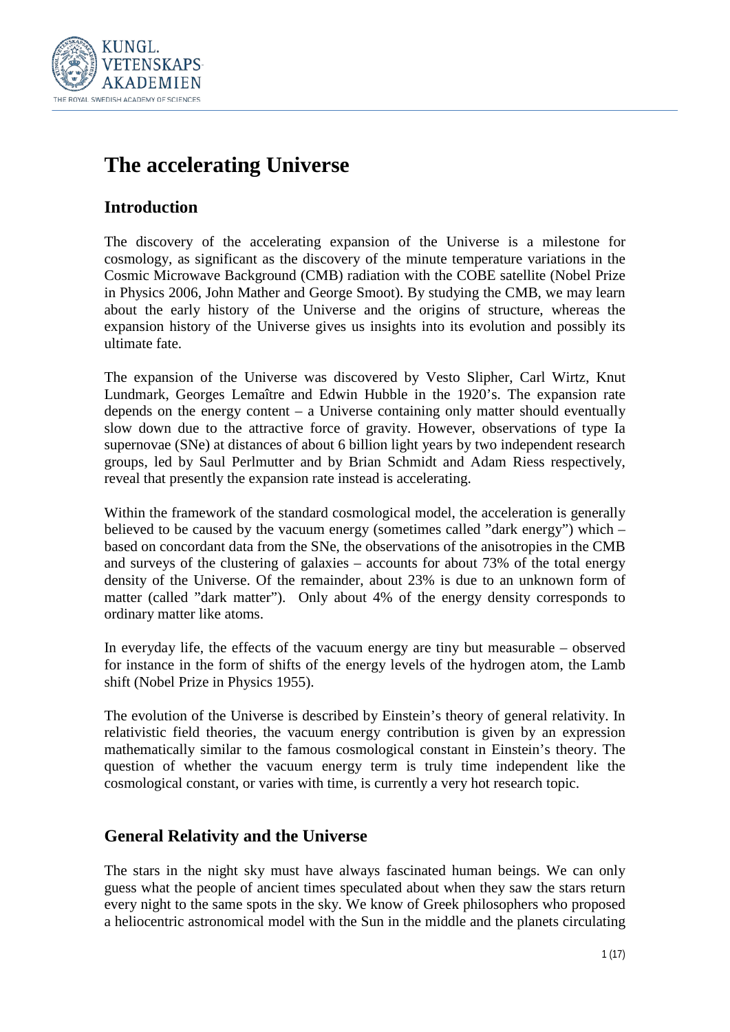# The accelerating Universe

## Introduction

The discovery of the accelerating expansion of the Universe is a milestone for cosmology, as significant as the discovery of the minute temperature variations in the Cosmic Microwave Background (CMB) radiation with the COBE satellite (Nobel Prize in Physics 2006, John Mather and George Smoot). By studying the CMB, we may learn about the early history of the Universe and the origins of structure, whereas the expansion history of the Universe gives us insights into its evolution and possibly its ultimate fate.

The expansion of the Universe was discovered by Vesto Slipher, Carl Wirtz, Knut Lundmark, Georges Lemaître and Edwin Hubble in the 1920's. The expansion rate depends on the energy content – a Universe containing only matter should eventually slow down due to the attractive force of gravity. However, observations of type Ia supernovae (SNe) at distances of about 6 billion light years by two independent research groups, led by Saul Perlmutter and by Brian Schmidt and Adam Riess respectively, reveal that presently the expansion rate instead is accelerating.

Within the framework of the standard cosmological model, the acceleration is generally believed to be caused by the vacuum energy (sometimes called "dark energy") which – based on concordant data from the SNe, the observations of the anisotropies in the CMB and surveys of the clustering of galaxies – accounts for about 73% of the total energy density of the Universe. Of the remainder, about 23% is due to an unknown form of matter (called "dark matter"). Only about 4% of the energy density corresponds to ordinary matter like atoms.

In everyday life, the effects of the vacuum energy are tiny but measurable – observed for instance in the form of shifts of the energy levels of the hydrogen atom, the Lamb shift (Nobel Prize in Physics 1955).

The evolution of the Universe is described by Einstein's theory of general relativity. In relativistic field theories, the vacuum energy contribution is given by an expression mathematically similar to the famous cosmological constant in Einstein's theory. The question of whether the vacuum energy term is truly time independent like the cosmological constant, or varies with time, is currently a very hot research topic.

## General Relativity and the Universe

The stars in the night sky must have always fascinated human beings. We can only guess what the people of ancient times speculated about when they saw the stars return every night to the same spots in the sky. We know of Greek philosophers who proposed a heliocentric astronomical model with the Sun in the middle and the planets circulating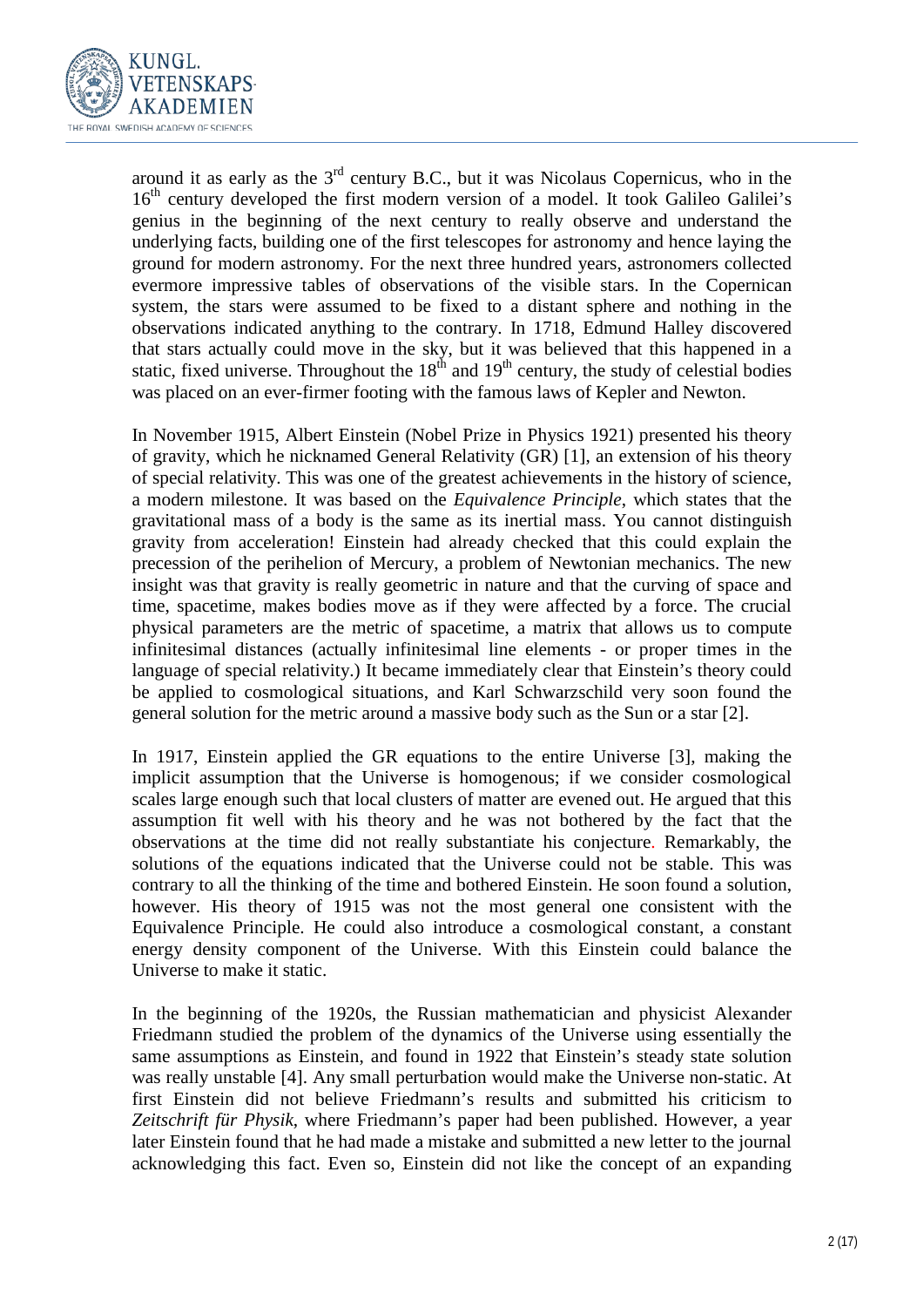around it as early as the 3rd century B.C., but it was Nicolaus Copernicus, who in the 16th century developed the first modern version of a model. It took Galileo Galilei's genius in the beginning of the next century to really observe and understand the underlying facts, building one of the first telescopes for astronomy and hence laying the ground for modern astronomy. For the next three hundred years, astronomers collected evermore impressive tables of observations of the visible stars. In the Copernican system, the stars were assumed to be fixed to a distant sphere and nothing in the observations indicated anything to the contrary. In 1718, Edmund Halley discovered that stars actually could move in the sky, but it was believed that this happened in a static, fixed universe. Throughout the 18th and 19th century, the study of celestial bodies was placed on an ever-firmer footing with the famous laws of Kepler and Newton.

In November 1915, Albert Einstein (Nobel Prize in Physics 1921) presented his theory of gravity, which he nicknamed General Relativity (GR) [1], an extension of his theory of special relativity. This was one of the greatest achievements in the history of science, a modern milestone. It was based on the *Equivalence Principle*, which states that the gravitational mass of a body is the same as its inertial mass. You cannot distinguish gravity from acceleration! Einstein had already checked that this could explain the precession of the perihelion of Mercury, a problem of Newtonian mechanics. The new insight was that gravity is really geometric in nature and that the curving of space and time, spacetime, makes bodies move as if they were affected by a force. The crucial physical parameters are the metric of spacetime, a matrix that allows us to compute infinitesimal distances (actually infinitesimal line elements - or proper times in the language of special relativity.) It became immediately clear that Einstein's theory could be applied to cosmological situations, and Karl Schwarzschild very soon found the general solution for the metric around a massive body such as the Sun or a star [2].

In 1917, Einstein applied the GR equations to the entire Universe [3], making the implicit assumption that the Universe is homogenous; if we consider cosmological scales large enough such that local clusters of matter are evened out. He argued that this assumption fit well with his theory and he was not bothered by the fact that the observations at the time did not really substantiate his conjecture. Remarkably, the solutions of the equations indicated that the Universe could not be stable. This was contrary to all the thinking of the time and bothered Einstein. He soon found a solution, however. His theory of 1915 was not the most general one consistent with the Equivalence Principle. He could also introduce a cosmological constant, a constant energy density component of the Universe. With this Einstein could balance the Universe to make it static.

In the beginning of the 1920s, the Russian mathematician and physicist Alexander Friedmann studied the problem of the dynamics of the Universe using essentially the same assumptions as Einstein, and found in 1922 that Einstein's steady state solution was really unstable [4]. Any small perturbation would make the Universe non-static. At first Einstein did not believe Friedmann's results and submitted his criticism to *Zeitschrift für Physik*, where Friedmann's paper had been published. However, a year later Einstein found that he had made a mistake and submitted a new letter to the journal acknowledging this fact. Even so, Einstein did not like the concept of an expanding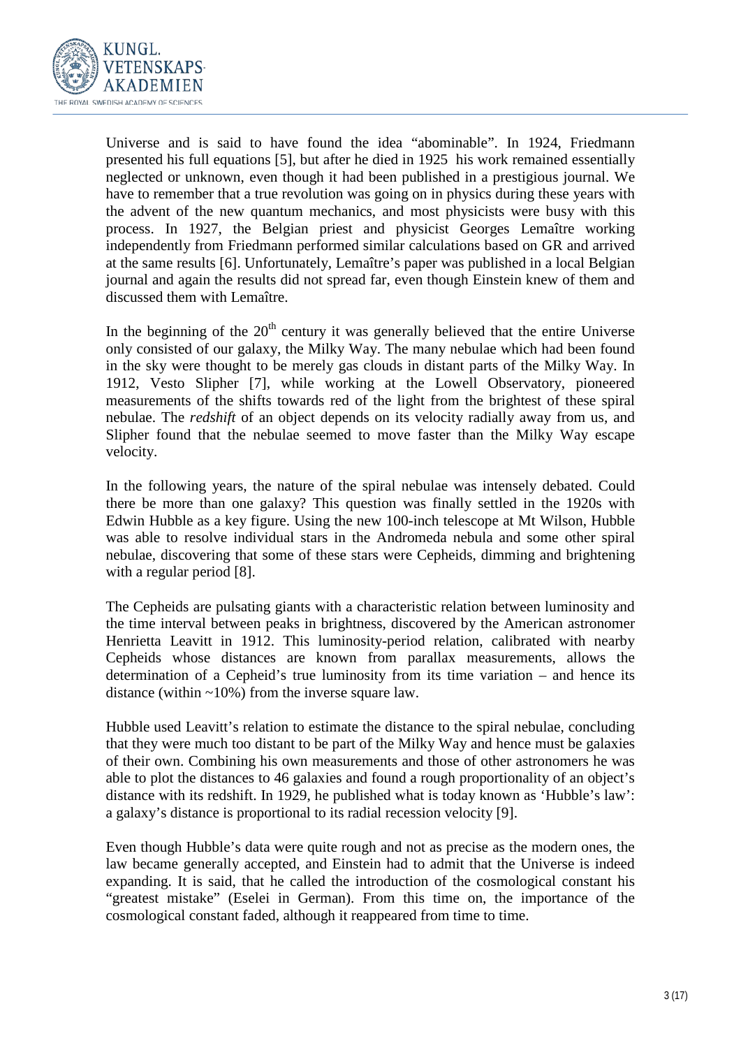Universe and is said to have found the idea "abominable". In 1924, Friedmann presented his full equations [5], but after he died in 1925 his work remained essentially neglected or unknown, even though it had been published in a prestigious journal. We have to remember that a true revolution was going on in physics during these years with the advent of the new quantum mechanics, and most physicists were busy with this process. In 1927, the Belgian priest and physicist Georges Lemaître working independently from Friedmann performed similar calculations based on GR and arrived at the same results [6]. Unfortunately, Lemaître's paper was published in a local Belgian journal and again the results did not spread far, even though Einstein knew of them and discussed them with Lemaître.

In the beginning of the 20$^{th}$ century it was generally believed that the entire Universe only consisted of our galaxy, the Milky Way. The many nebulae which had been found in the sky were thought to be merely gas clouds in distant parts of the Milky Way. In 1912, Vesto Slipher [7], while working at the Lowell Observatory, pioneered measurements of the shifts towards red of the light from the brightest of these spiral nebulae. The *redshift* of an object depends on its velocity radially away from us, and Slipher found that the nebulae seemed to move faster than the Milky Way escape velocity.

In the following years, the nature of the spiral nebulae was intensely debated. Could there be more than one galaxy? This question was finally settled in the 1920s with Edwin Hubble as a key figure. Using the new 100-inch telescope at Mt Wilson, Hubble was able to resolve individual stars in the Andromeda nebula and some other spiral nebulae, discovering that some of these stars were Cepheids, dimming and brightening with a regular period [8].

The Cepheids are pulsating giants with a characteristic relation between luminosity and the time interval between peaks in brightness, discovered by the American astronomer Henrietta Leavitt in 1912. This luminosity-period relation, calibrated with nearby Cepheids whose distances are known from parallax measurements, allows the determination of a Cepheid's true luminosity from its time variation – and hence its distance (within ~10%) from the inverse square law.

Hubble used Leavitt's relation to estimate the distance to the spiral nebulae, concluding that they were much too distant to be part of the Milky Way and hence must be galaxies of their own. Combining his own measurements and those of other astronomers he was able to plot the distances to 46 galaxies and found a rough proportionality of an object's distance with its redshift. In 1929, he published what is today known as 'Hubble's law': a galaxy's distance is proportional to its radial recession velocity [9].

Even though Hubble's data were quite rough and not as precise as the modern ones, the law became generally accepted, and Einstein had to admit that the Universe is indeed expanding. It is said, that he called the introduction of the cosmological constant his "greatest mistake" (Eselei in German). From this time on, the importance of the cosmological constant faded, although it reappeared from time to time.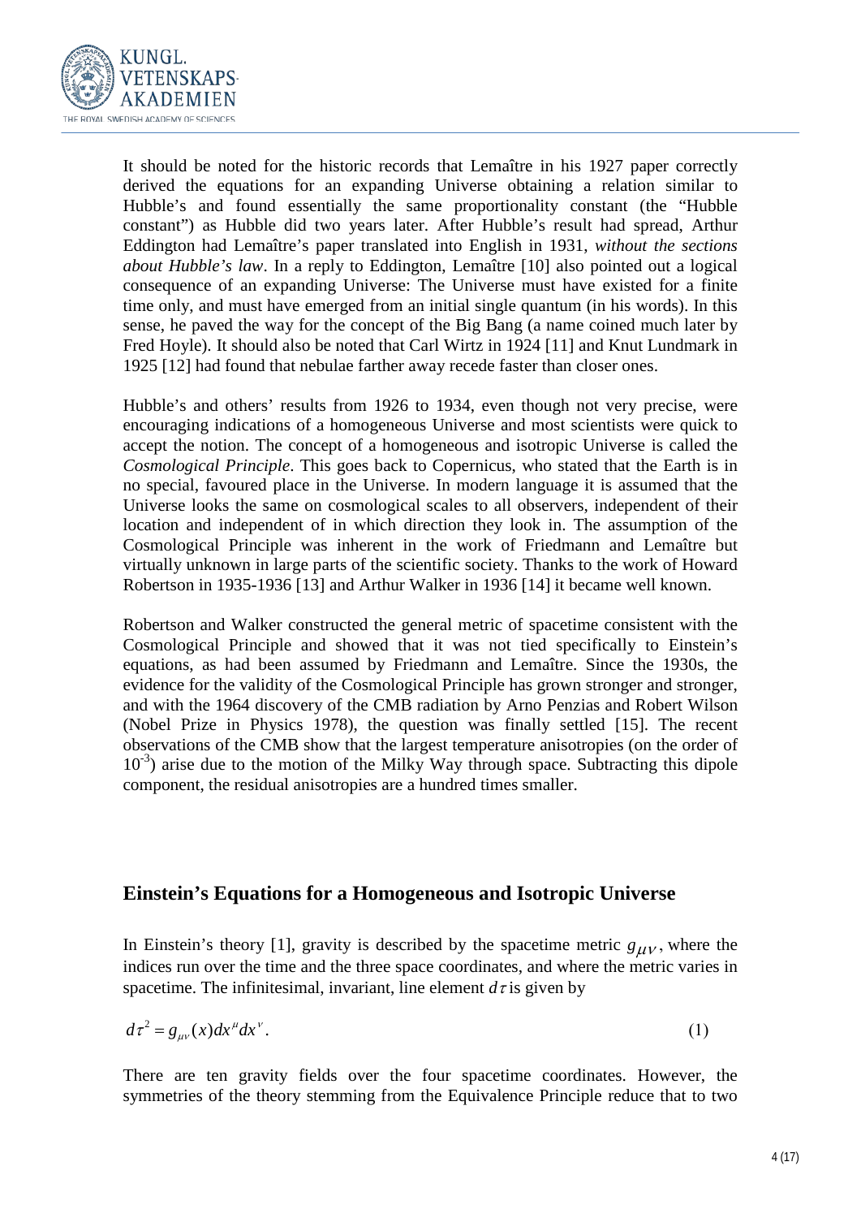It should be noted for the historic records that Lemaître in his 1927 paper correctly derived the equations for an expanding Universe obtaining a relation similar to Hubble's and found essentially the same proportionality constant (the "Hubble constant") as Hubble did two years later. After Hubble's result had spread, Arthur Eddington had Lemaître's paper translated into English in 1931, *without the sections about Hubble's law*. In a reply to Eddington, Lemaître [10] also pointed out a logical consequence of an expanding Universe: The Universe must have existed for a finite time only, and must have emerged from an initial single quantum (in his words). In this sense, he paved the way for the concept of the Big Bang (a name coined much later by Fred Hoyle). It should also be noted that Carl Wirtz in 1924 [11] and Knut Lundmark in 1925 [12] had found that nebulae farther away recede faster than closer ones.

Hubble's and others' results from 1926 to 1934, even though not very precise, were encouraging indications of a homogeneous Universe and most scientists were quick to accept the notion. The concept of a homogeneous and isotropic Universe is called the *Cosmological Principle*. This goes back to Copernicus, who stated that the Earth is in no special, favoured place in the Universe. In modern language it is assumed that the Universe looks the same on cosmological scales to all observers, independent of their location and independent of in which direction they look in. The assumption of the Cosmological Principle was inherent in the work of Friedmann and Lemaître but virtually unknown in large parts of the scientific society. Thanks to the work of Howard Robertson in 1935-1936 [13] and Arthur Walker in 1936 [14] it became well known.

Robertson and Walker constructed the general metric of spacetime consistent with the Cosmological Principle and showed that it was not tied specifically to Einstein's equations, as had been assumed by Friedmann and Lemaître. Since the 1930s, the evidence for the validity of the Cosmological Principle has grown stronger and stronger, and with the 1964 discovery of the CMB radiation by Arno Penzias and Robert Wilson (Nobel Prize in Physics 1978), the question was finally settled [15]. The recent observations of the CMB show that the largest temperature anisotropies (on the order of $10^{-3}$) arise due to the motion of the Milky Way through space. Subtracting this dipole component, the residual anisotropies are a hundred times smaller.

## Einstein's Equations for a Homogeneous and Isotropic Universe

In Einstein's theory [1], gravity is described by the spacetime metric $g_{\mu\nu}$, where the indices run over the time and the three space coordinates, and where the metric varies in spacetime. The infinitesimal, invariant, line element $d\tau$ is given by

$$d\tau^2 = g_{\mu\nu}(x)dx^\mu dx^\nu . \tag{1}$$

There are ten gravity fields over the four spacetime coordinates. However, the symmetries of the theory stemming from the Equivalence Principle reduce that to two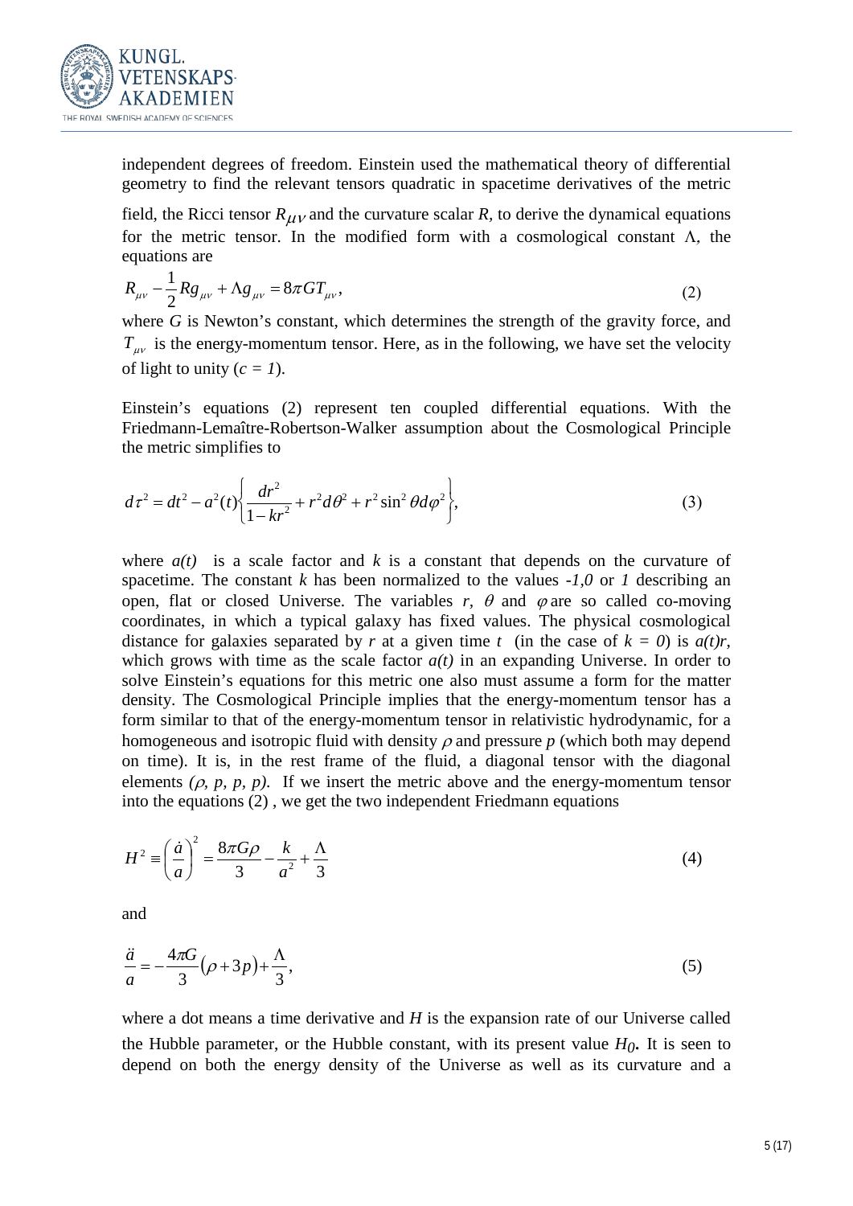independent degrees of freedom. Einstein used the mathematical theory of differential geometry to find the relevant tensors quadratic in spacetime derivatives of the metric field, the Ricci tensor $R_{\mu\nu}$ and the curvature scalar $R$, to derive the dynamical equations for the metric tensor. In the modified form with a cosmological constant $\Lambda$, the equations are

$$R_{\mu\nu} - \frac{1}{2} R g_{\mu\nu} + \Lambda g_{\mu\nu} = 8\pi G T_{\mu\nu}, \tag{2}$$

where $G$ is Newton's constant, which determines the strength of the gravity force, and $T_{\mu\nu}$ is the energy-momentum tensor. Here, as in the following, we have set the velocity of light to unity ($c = 1$).

Einstein's equations (2) represent ten coupled differential equations. With the Friedmann-Lemaître-Robertson-Walker assumption about the Cosmological Principle the metric simplifies to

$$d\tau^2 = dt^2 - a^2(t)\left\{\frac{dr^2}{1-kr^2} + r^2 d\theta^2 + r^2 \sin^2\theta d\varphi^2\right\}, \tag{3}$$

where $a(t)$ is a scale factor and $k$ is a constant that depends on the curvature of spacetime. The constant $k$ has been normalized to the values $-1, 0$ or $1$ describing an open, flat or closed Universe. The variables $r$, $\theta$ and $\varphi$ are so called co-moving coordinates, in which a typical galaxy has fixed values. The physical cosmological distance for galaxies separated by $r$ at a given time $t$ (in the case of $k = 0$) is $a(t)r$, which grows with time as the scale factor $a(t)$ in an expanding Universe. In order to solve Einstein's equations for this metric one also must assume a form for the matter density. The Cosmological Principle implies that the energy-momentum tensor has a form similar to that of the energy-momentum tensor in relativistic hydrodynamic, for a homogeneous and isotropic fluid with density $\rho$ and pressure $p$ (which both may depend on time). It is, in the rest frame of the fluid, a diagonal tensor with the diagonal elements $(\rho, p, p, p)$. If we insert the metric above and the energy-momentum tensor into the equations (2) , we get the two independent Friedmann equations

$$H^2 \equiv \left(\frac{\dot{a}}{a}\right)^2 = \frac{8\pi G\rho}{3} - \frac{k}{a^2} + \frac{\Lambda}{3} \tag{4}$$

and

$$\frac{\ddot{a}}{a} = -\frac{4\pi G}{3}(\rho + 3p) + \frac{\Lambda}{3}, \tag{5}$$

where a dot means a time derivative and $H$ is the expansion rate of our Universe called the Hubble parameter, or the Hubble constant, with its present value $H_0$**.** It is seen to depend on both the energy density of the Universe as well as its curvature and a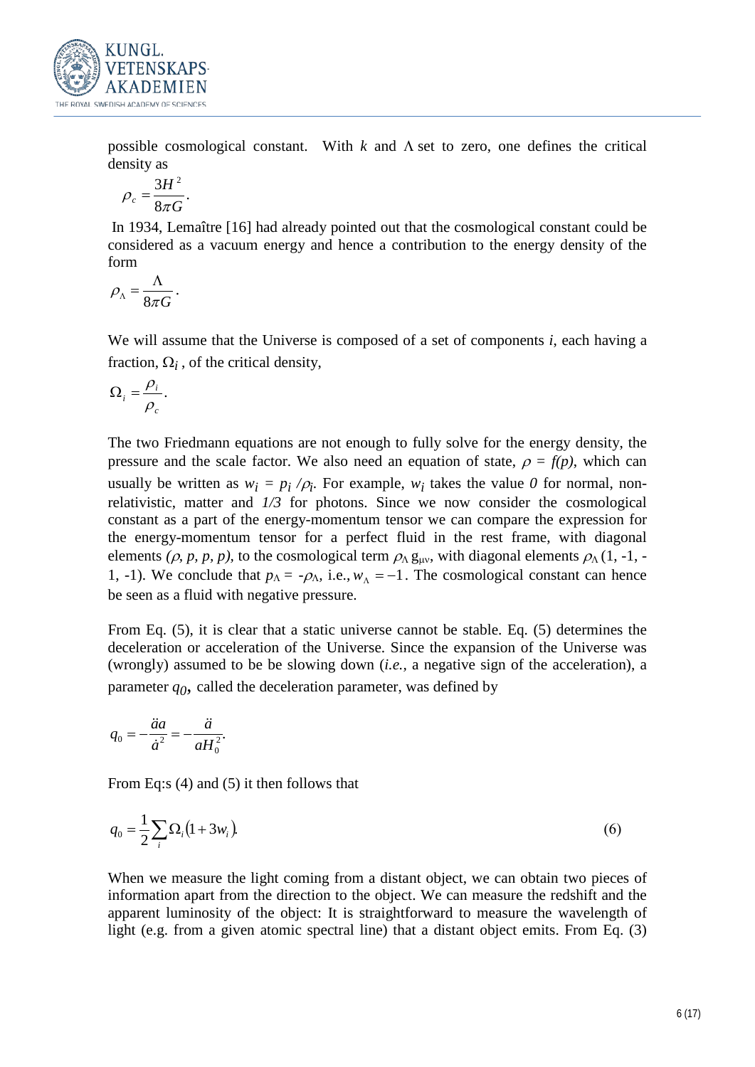possible cosmological constant. With $k$ and $\Lambda$ set to zero, one defines the critical density as

$$\rho_c = \frac{3H^2}{8\pi G}.$$

In 1934, Lemaître [16] had already pointed out that the cosmological constant could be considered as a vacuum energy and hence a contribution to the energy density of the form

$$\rho_\Lambda = \frac{\Lambda}{8\pi G}.$$

We will assume that the Universe is composed of a set of components $i$, each having a fraction, $\Omega_i$, of the critical density,

$$\Omega_i = \frac{\rho_i}{\rho_c}.$$

The two Friedmann equations are not enough to fully solve for the energy density, the pressure and the scale factor. We also need an equation of state, $\rho = f(p)$, which can usually be written as $w_i = p_i / \rho_i$. For example, $w_i$ takes the value $0$ for normal, non-relativistic, matter and $1/3$ for photons. Since we now consider the cosmological constant as a part of the energy-momentum tensor we can compare the expression for the energy-momentum tensor for a perfect fluid in the rest frame, with diagonal elements $(\rho, p, p, p)$, to the cosmological term $\rho_\Lambda g_{\mu\nu}$, with diagonal elements $\rho_\Lambda (1, -1, -1, -1)$. We conclude that $p_\Lambda = -\rho_\Lambda$, i.e., $w_\Lambda = -1$. The cosmological constant can hence be seen as a fluid with negative pressure.

From Eq. (5), it is clear that a static universe cannot be stable. Eq. (5) determines the deceleration or acceleration of the Universe. Since the expansion of the Universe was (wrongly) assumed to be be slowing down (*i.e.*, a negative sign of the acceleration), a parameter $q_0$, called the deceleration parameter, was defined by

$$q_0 = -\frac{\ddot{a}a}{\dot{a}^2} = -\frac{\ddot{a}}{aH_0^2}.$$

From Eq:s (4) and (5) it then follows that

$$q_0 = \frac{1}{2}\sum_i \Omega_i (1 + 3w_i). \tag{6}$$

When we measure the light coming from a distant object, we can obtain two pieces of information apart from the direction to the object. We can measure the redshift and the apparent luminosity of the object: It is straightforward to measure the wavelength of light (e.g. from a given atomic spectral line) that a distant object emits. From Eq. (3)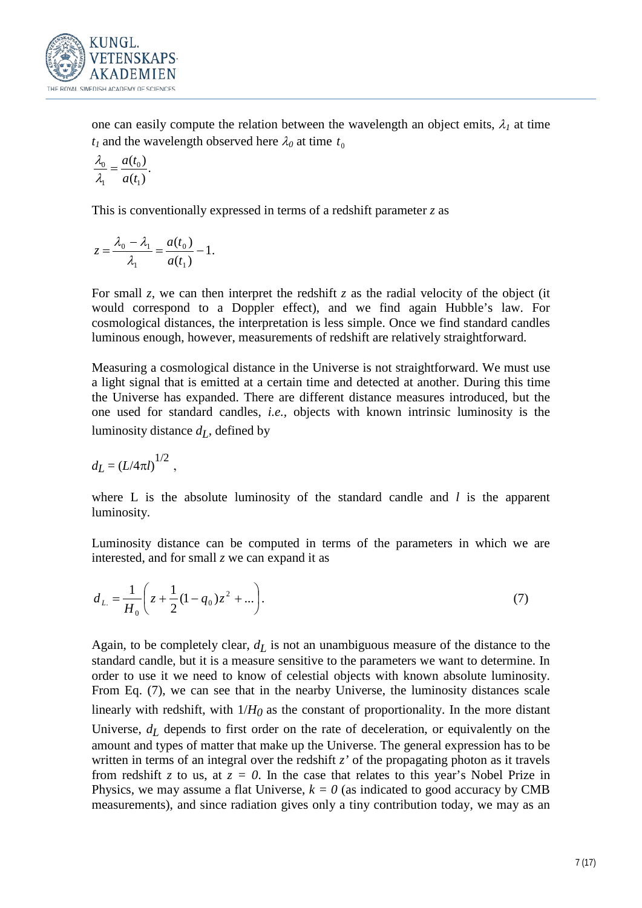one can easily compute the relation between the wavelength an object emits, $\lambda_1$ at time $t_1$ and the wavelength observed here $\lambda_0$ at time $t_0$

$$\frac{\lambda_0}{\lambda_1} = \frac{a(t_0)}{a(t_1)}.$$

This is conventionally expressed in terms of a redshift parameter $z$ as

$$z = \frac{\lambda_0 - \lambda_1}{\lambda_1} = \frac{a(t_0)}{a(t_1)} - 1.$$

For small $z$, we can then interpret the redshift $z$ as the radial velocity of the object (it would correspond to a Doppler effect), and we find again Hubble's law. For cosmological distances, the interpretation is less simple. Once we find standard candles luminous enough, however, measurements of redshift are relatively straightforward.

Measuring a cosmological distance in the Universe is not straightforward. We must use a light signal that is emitted at a certain time and detected at another. During this time the Universe has expanded. There are different distance measures introduced, but the one used for standard candles, *i.e.*, objects with known intrinsic luminosity is the luminosity distance $d_L$, defined by

$$d_L = (L/4\pi l)^{1/2},$$

where L is the absolute luminosity of the standard candle and $l$ is the apparent luminosity.

Luminosity distance can be computed in terms of the parameters in which we are interested, and for small $z$ we can expand it as

$$d_L = \frac{1}{H_0}\left(z + \frac{1}{2}(1 - q_0)z^2 + ...\right). \tag{7}$$

Again, to be completely clear, $d_L$ is not an unambiguous measure of the distance to the standard candle, but it is a measure sensitive to the parameters we want to determine. In order to use it we need to know of celestial objects with known absolute luminosity. From Eq. (7), we can see that in the nearby Universe, the luminosity distances scale linearly with redshift, with $1/H_0$ as the constant of proportionality. In the more distant Universe, $d_L$ depends to first order on the rate of deceleration, or equivalently on the amount and types of matter that make up the Universe. The general expression has to be written in terms of an integral over the redshift $z'$ of the propagating photon as it travels from redshift $z$ to us, at $z = 0$. In the case that relates to this year's Nobel Prize in Physics, we may assume a flat Universe, $k = 0$ (as indicated to good accuracy by CMB measurements), and since radiation gives only a tiny contribution today, we may as an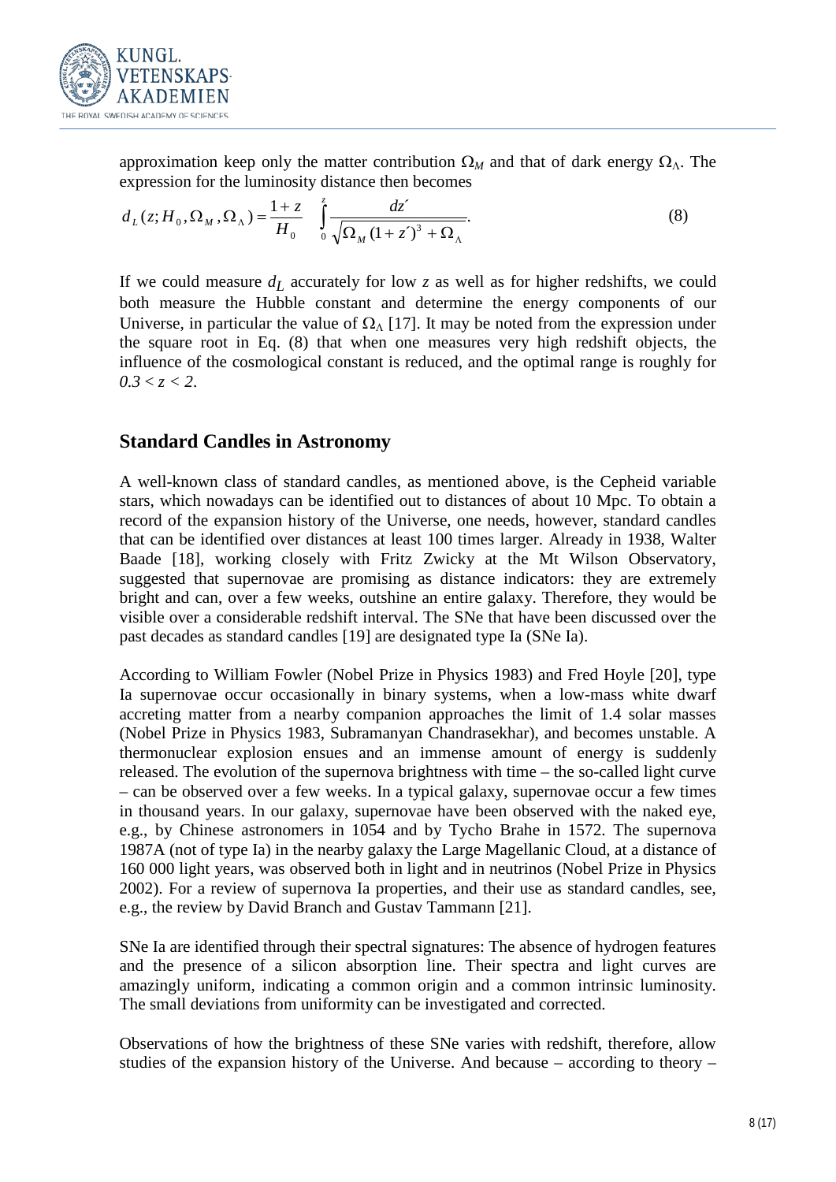approximation keep only the matter contribution $\Omega_M$ and that of dark energy $\Omega_\Lambda$. The expression for the luminosity distance then becomes

$$d_L(z; H_0, \Omega_M, \Omega_\Lambda) = \frac{1+z}{H_0} \int_0^z \frac{dz'}{\sqrt{\Omega_M (1+z')^3 + \Omega_\Lambda}}. \tag{8}$$

If we could measure $d_L$ accurately for low $z$ as well as for higher redshifts, we could both measure the Hubble constant and determine the energy components of our Universe, in particular the value of $\Omega_\Lambda$ [17]. It may be noted from the expression under the square root in Eq. (8) that when one measures very high redshift objects, the influence of the cosmological constant is reduced, and the optimal range is roughly for $0.3 < z < 2$.

## Standard Candles in Astronomy

A well-known class of standard candles, as mentioned above, is the Cepheid variable stars, which nowadays can be identified out to distances of about 10 Mpc. To obtain a record of the expansion history of the Universe, one needs, however, standard candles that can be identified over distances at least 100 times larger. Already in 1938, Walter Baade [18], working closely with Fritz Zwicky at the Mt Wilson Observatory, suggested that supernovae are promising as distance indicators: they are extremely bright and can, over a few weeks, outshine an entire galaxy. Therefore, they would be visible over a considerable redshift interval. The SNe that have been discussed over the past decades as standard candles [19] are designated type Ia (SNe Ia).

According to William Fowler (Nobel Prize in Physics 1983) and Fred Hoyle [20], type Ia supernovae occur occasionally in binary systems, when a low-mass white dwarf accreting matter from a nearby companion approaches the limit of 1.4 solar masses (Nobel Prize in Physics 1983, Subramanyan Chandrasekhar), and becomes unstable. A thermonuclear explosion ensues and an immense amount of energy is suddenly released. The evolution of the supernova brightness with time – the so-called light curve – can be observed over a few weeks. In a typical galaxy, supernovae occur a few times in thousand years. In our galaxy, supernovae have been observed with the naked eye, e.g., by Chinese astronomers in 1054 and by Tycho Brahe in 1572. The supernova 1987A (not of type Ia) in the nearby galaxy the Large Magellanic Cloud, at a distance of 160 000 light years, was observed both in light and in neutrinos (Nobel Prize in Physics 2002). For a review of supernova Ia properties, and their use as standard candles, see, e.g., the review by David Branch and Gustav Tammann [21].

SNe Ia are identified through their spectral signatures: The absence of hydrogen features and the presence of a silicon absorption line. Their spectra and light curves are amazingly uniform, indicating a common origin and a common intrinsic luminosity. The small deviations from uniformity can be investigated and corrected.

Observations of how the brightness of these SNe varies with redshift, therefore, allow studies of the expansion history of the Universe. And because – according to theory –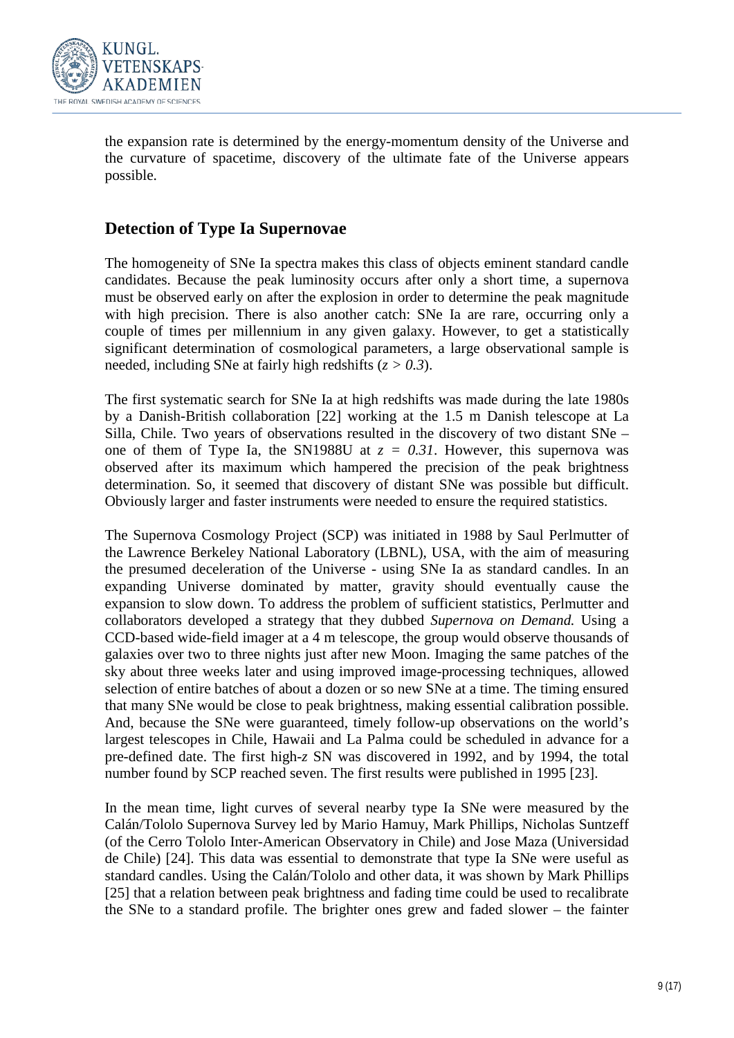the expansion rate is determined by the energy-momentum density of the Universe and the curvature of spacetime, discovery of the ultimate fate of the Universe appears possible.

## Detection of Type Ia Supernovae

The homogeneity of SNe Ia spectra makes this class of objects eminent standard candle candidates. Because the peak luminosity occurs after only a short time, a supernova must be observed early on after the explosion in order to determine the peak magnitude with high precision. There is also another catch: SNe Ia are rare, occurring only a couple of times per millennium in any given galaxy. However, to get a statistically significant determination of cosmological parameters, a large observational sample is needed, including SNe at fairly high redshifts ($z > 0.3$).

The first systematic search for SNe Ia at high redshifts was made during the late 1980s by a Danish-British collaboration [22] working at the 1.5 m Danish telescope at La Silla, Chile. Two years of observations resulted in the discovery of two distant SNe – one of them of Type Ia, the SN1988U at $z = 0.31$. However, this supernova was observed after its maximum which hampered the precision of the peak brightness determination. So, it seemed that discovery of distant SNe was possible but difficult. Obviously larger and faster instruments were needed to ensure the required statistics.

The Supernova Cosmology Project (SCP) was initiated in 1988 by Saul Perlmutter of the Lawrence Berkeley National Laboratory (LBNL), USA, with the aim of measuring the presumed deceleration of the Universe - using SNe Ia as standard candles. In an expanding Universe dominated by matter, gravity should eventually cause the expansion to slow down. To address the problem of sufficient statistics, Perlmutter and collaborators developed a strategy that they dubbed *Supernova on Demand.* Using a CCD-based wide-field imager at a 4 m telescope, the group would observe thousands of galaxies over two to three nights just after new Moon. Imaging the same patches of the sky about three weeks later and using improved image-processing techniques, allowed selection of entire batches of about a dozen or so new SNe at a time. The timing ensured that many SNe would be close to peak brightness, making essential calibration possible. And, because the SNe were guaranteed, timely follow-up observations on the world's largest telescopes in Chile, Hawaii and La Palma could be scheduled in advance for a pre-defined date. The first high-$z$ SN was discovered in 1992, and by 1994, the total number found by SCP reached seven. The first results were published in 1995 [23].

In the mean time, light curves of several nearby type Ia SNe were measured by the Calán/Tololo Supernova Survey led by Mario Hamuy, Mark Phillips, Nicholas Suntzeff (of the Cerro Tololo Inter-American Observatory in Chile) and Jose Maza (Universidad de Chile) [24]. This data was essential to demonstrate that type Ia SNe were useful as standard candles. Using the Calán/Tololo and other data, it was shown by Mark Phillips [25] that a relation between peak brightness and fading time could be used to recalibrate the SNe to a standard profile. The brighter ones grew and faded slower – the fainter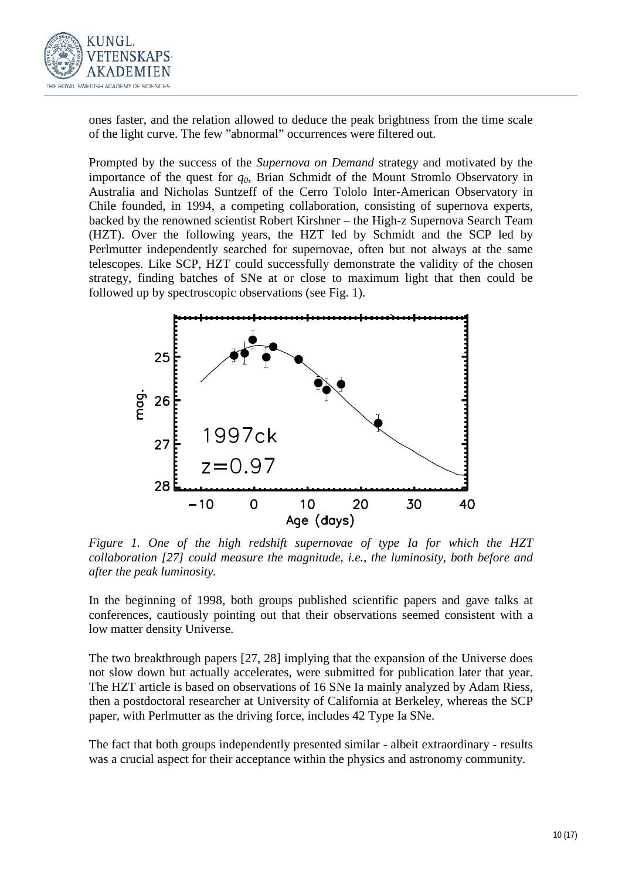ones faster, and the relation allowed to deduce the peak brightness from the time scale of the light curve. The few ”abnormal” occurrences were filtered out.

Prompted by the success of the *Supernova on Demand* strategy and motivated by the importance of the quest for $q_0$, Brian Schmidt of the Mount Stromlo Observatory in Australia and Nicholas Suntzeff of the Cerro Tololo Inter-American Observatory in Chile founded, in 1994, a competing collaboration, consisting of supernova experts, backed by the renowned scientist Robert Kirshner – the High-z Supernova Search Team (HZT). Over the following years, the HZT led by Schmidt and the SCP led by Perlmutter independently searched for supernovae, often but not always at the same telescopes. Like SCP, HZT could successfully demonstrate the validity of the chosen strategy, finding batches of SNe at or close to maximum light that then could be followed up by spectroscopic observations (see Fig. 1).

*Figure 1. One of the high redshift supernovae of type Ia for which the HZT collaboration [27] could measure the magnitude, i.e., the luminosity, both before and after the peak luminosity.*

In the beginning of 1998, both groups published scientific papers and gave talks at conferences, cautiously pointing out that their observations seemed consistent with a low matter density Universe.

The two breakthrough papers [27, 28] implying that the expansion of the Universe does not slow down but actually accelerates, were submitted for publication later that year. The HZT article is based on observations of 16 SNe Ia mainly analyzed by Adam Riess, then a postdoctoral researcher at University of California at Berkeley, whereas the SCP paper, with Perlmutter as the driving force, includes 42 Type Ia SNe.

The fact that both groups independently presented similar - albeit extraordinary - results was a crucial aspect for their acceptance within the physics and astronomy community.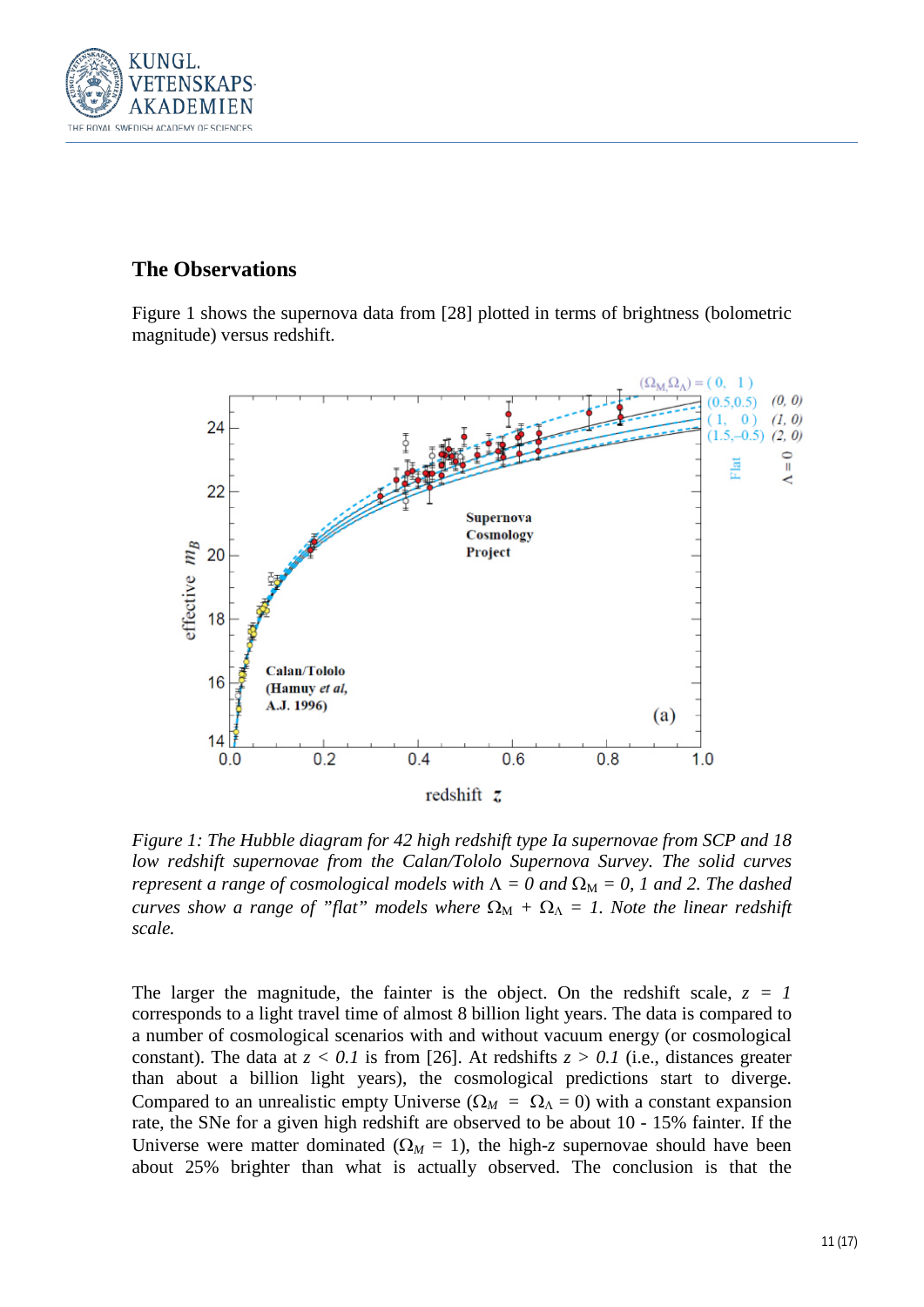## The Observations

Figure 1 shows the supernova data from [28] plotted in terms of brightness (bolometric magnitude) versus redshift.

*Figure 1: The Hubble diagram for 42 high redshift type Ia supernovae from SCP and 18 low redshift supernovae from the Calan/Tololo Supernova Survey. The solid curves represent a range of cosmological models with $\Lambda = 0$ and $\Omega_M = 0$, 1 and 2. The dashed curves show a range of "flat" models where $\Omega_M + \Omega_\Lambda = 1$. Note the linear redshift scale.*

The larger the magnitude, the fainter is the object. On the redshift scale, $z = 1$ corresponds to a light travel time of almost 8 billion light years. The data is compared to a number of cosmological scenarios with and without vacuum energy (or cosmological constant). The data at $z < 0.1$ is from [26]. At redshifts $z > 0.1$ (i.e., distances greater than about a billion light years), the cosmological predictions start to diverge. Compared to an unrealistic empty Universe ($\Omega_M = \Omega_\Lambda = 0$) with a constant expansion rate, the SNe for a given high redshift are observed to be about 10 - 15% fainter. If the Universe were matter dominated ($\Omega_M = 1$), the high-$z$ supernovae should have been about 25% brighter than what is actually observed. The conclusion is that the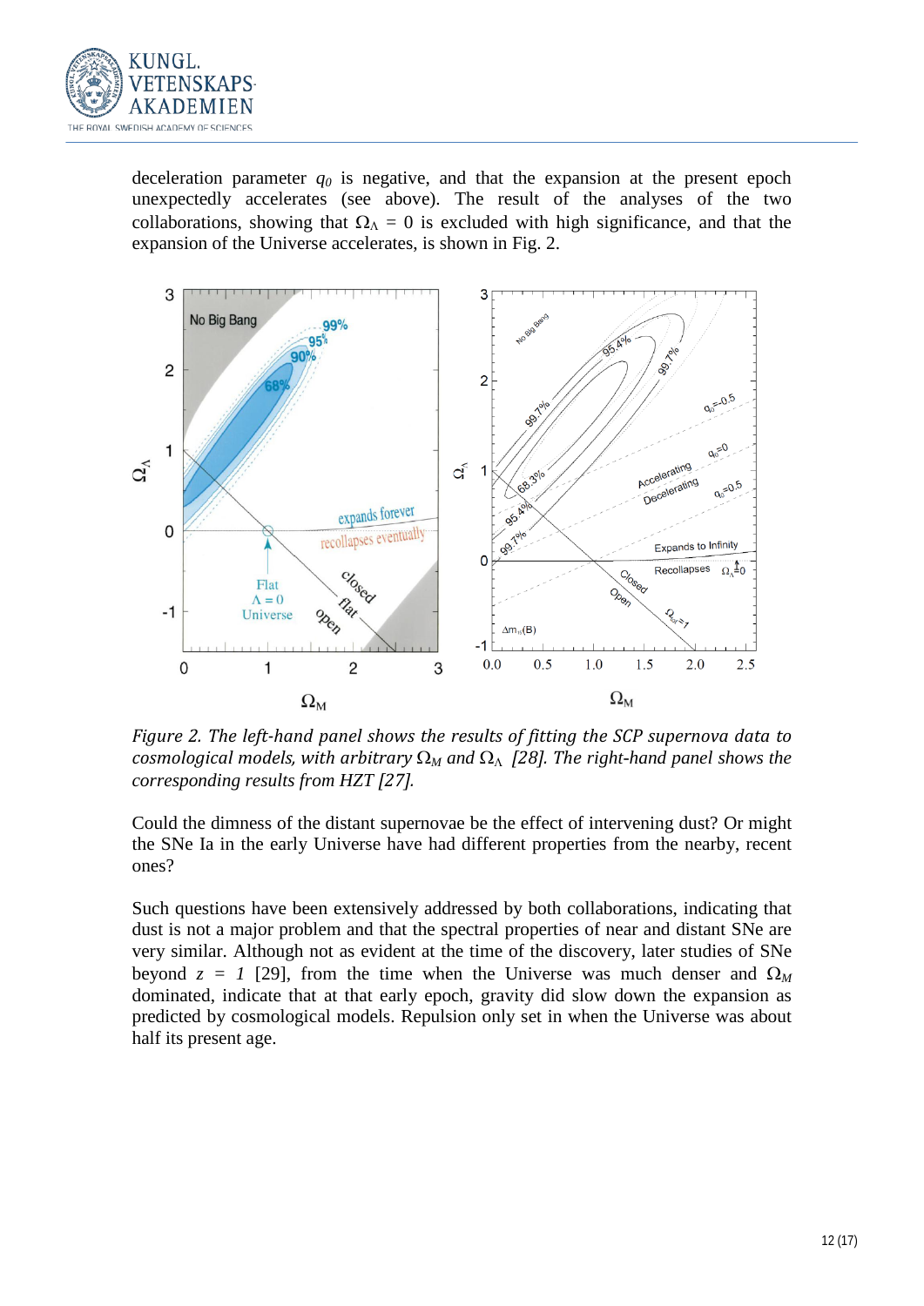deceleration parameter $q_0$ is negative, and that the expansion at the present epoch unexpectedly accelerates (see above). The result of the analyses of the two collaborations, showing that $\Omega_\Lambda = 0$ is excluded with high significance, and that the expansion of the Universe accelerates, is shown in Fig. 2.

*Figure 2. The left-hand panel shows the results of fitting the SCP supernova data to cosmological models, with arbitrary $\Omega_M$ and $\Omega_\Lambda$ [28]. The right-hand panel shows the corresponding results from HZT [27].*

Could the dimness of the distant supernovae be the effect of intervening dust? Or might the SNe Ia in the early Universe have had different properties from the nearby, recent ones?

Such questions have been extensively addressed by both collaborations, indicating that dust is not a major problem and that the spectral properties of near and distant SNe are very similar. Although not as evident at the time of the discovery, later studies of SNe beyond $z = 1$ [29], from the time when the Universe was much denser and $\Omega_M$ dominated, indicate that at that early epoch, gravity did slow down the expansion as predicted by cosmological models. Repulsion only set in when the Universe was about half its present age.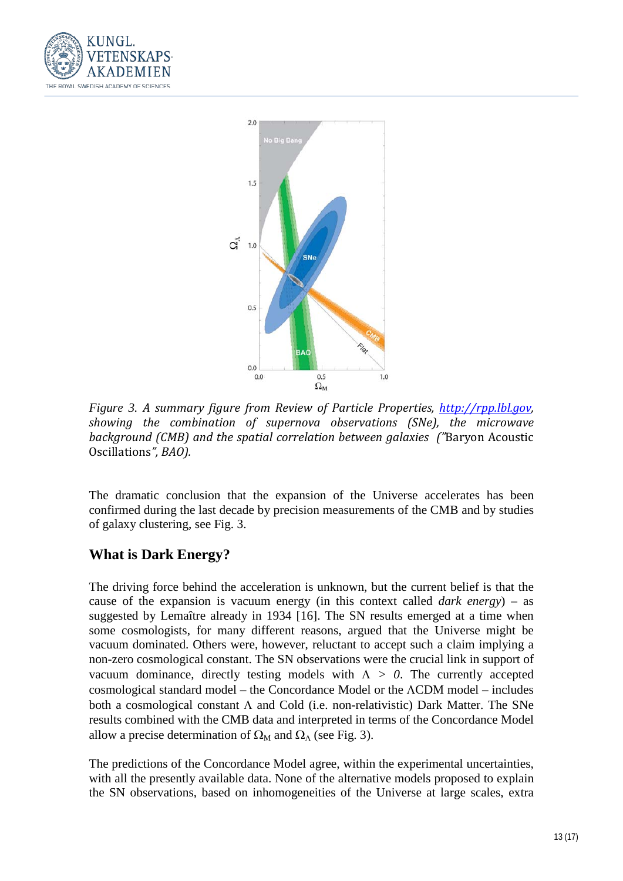*Figure 3. A summary figure from Review of Particle Properties, [http://rpp.lbl.gov](http://rpp.lbl.gov), showing the combination of supernova observations (SNe), the microwave background (CMB) and the spatial correlation between galaxies ("Baryon Acoustic Oscillations", BAO).*

The dramatic conclusion that the expansion of the Universe accelerates has been confirmed during the last decade by precision measurements of the CMB and by studies of galaxy clustering, see Fig. 3.

## What is Dark Energy?

The driving force behind the acceleration is unknown, but the current belief is that the cause of the expansion is vacuum energy (in this context called *dark energy*) – as suggested by Lemaître already in 1934 [16]. The SN results emerged at a time when some cosmologists, for many different reasons, argued that the Universe might be vacuum dominated. Others were, however, reluctant to accept such a claim implying a non-zero cosmological constant. The SN observations were the crucial link in support of vacuum dominance, directly testing models with $\Lambda > 0$. The currently accepted cosmological standard model – the Concordance Model or the $\Lambda$CDM model – includes both a cosmological constant $\Lambda$ and Cold (i.e. non-relativistic) Dark Matter. The SNe results combined with the CMB data and interpreted in terms of the Concordance Model allow a precise determination of $\Omega_M$ and $\Omega_\Lambda$ (see Fig. 3).

The predictions of the Concordance Model agree, within the experimental uncertainties, with all the presently available data. None of the alternative models proposed to explain the SN observations, based on inhomogeneities of the Universe at large scales, extra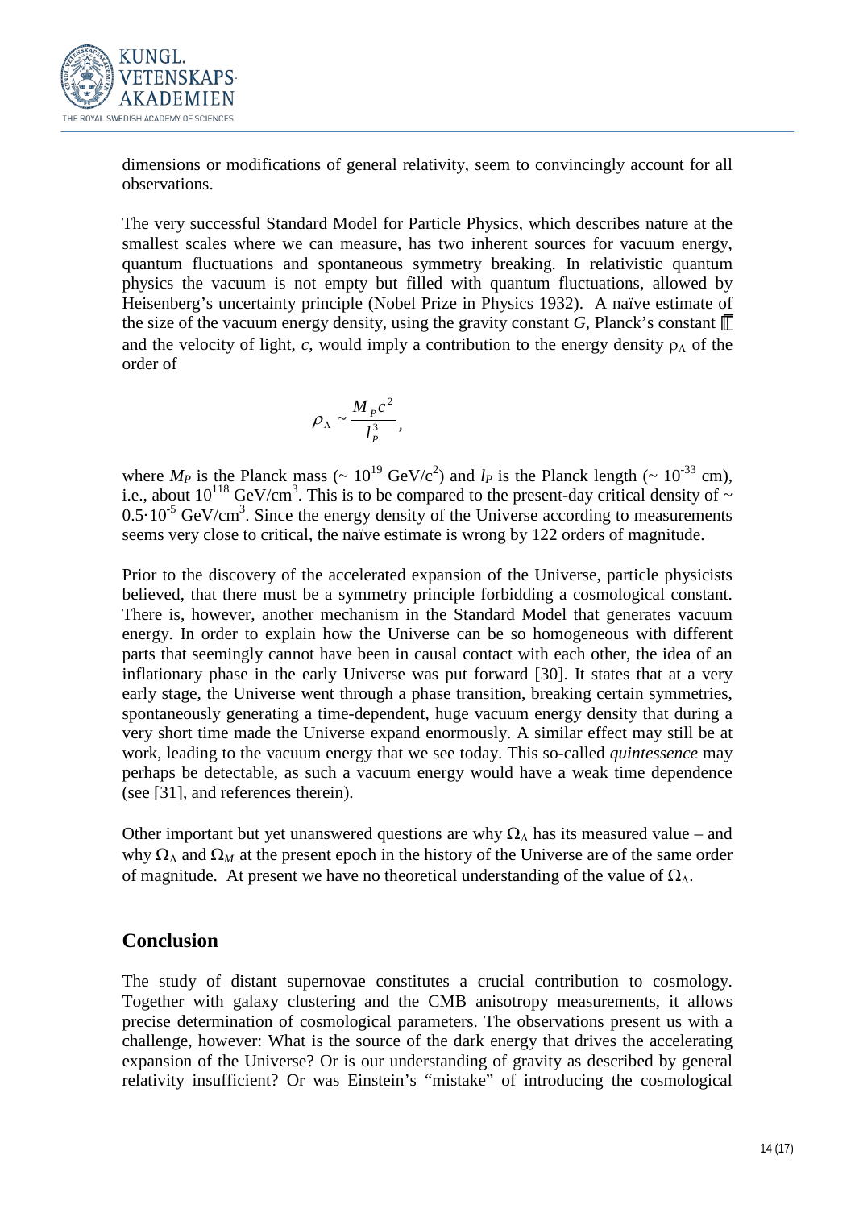dimensions or modifications of general relativity, seem to convincingly account for all observations.

The very successful Standard Model for Particle Physics, which describes nature at the smallest scales where we can measure, has two inherent sources for vacuum energy, quantum fluctuations and spontaneous symmetry breaking. In relativistic quantum physics the vacuum is not empty but filled with quantum fluctuations, allowed by Heisenberg's uncertainty principle (Nobel Prize in Physics 1932). A naïve estimate of the size of the vacuum energy density, using the gravity constant $G$, Planck's constant $\hbar$ and the velocity of light, $c$, would imply a contribution to the energy density $\rho_\Lambda$ of the order of

$$\rho_\Lambda \sim \frac{M_P c^2}{l_P^3},$$

where $M_P$ is the Planck mass ($\sim 10^{19}$ GeV/c$^2$) and $l_P$ is the Planck length ($\sim 10^{-33}$ cm), i.e., about $10^{118}$ GeV/cm$^3$. This is to be compared to the present-day critical density of $\sim 0.5\cdot 10^{-5}$ GeV/cm$^3$. Since the energy density of the Universe according to measurements seems very close to critical, the naïve estimate is wrong by 122 orders of magnitude.

Prior to the discovery of the accelerated expansion of the Universe, particle physicists believed, that there must be a symmetry principle forbidding a cosmological constant. There is, however, another mechanism in the Standard Model that generates vacuum energy. In order to explain how the Universe can be so homogeneous with different parts that seemingly cannot have been in causal contact with each other, the idea of an inflationary phase in the early Universe was put forward [30]. It states that at a very early stage, the Universe went through a phase transition, breaking certain symmetries, spontaneously generating a time-dependent, huge vacuum energy density that during a very short time made the Universe expand enormously. A similar effect may still be at work, leading to the vacuum energy that we see today. This so-called *quintessence* may perhaps be detectable, as such a vacuum energy would have a weak time dependence (see [31], and references therein).

Other important but yet unanswered questions are why $\Omega_\Lambda$ has its measured value – and why $\Omega_\Lambda$ and $\Omega_M$ at the present epoch in the history of the Universe are of the same order of magnitude. At present we have no theoretical understanding of the value of $\Omega_\Lambda$.

## Conclusion

The study of distant supernovae constitutes a crucial contribution to cosmology. Together with galaxy clustering and the CMB anisotropy measurements, it allows precise determination of cosmological parameters. The observations present us with a challenge, however: What is the source of the dark energy that drives the accelerating expansion of the Universe? Or is our understanding of gravity as described by general relativity insufficient? Or was Einstein's "mistake" of introducing the cosmological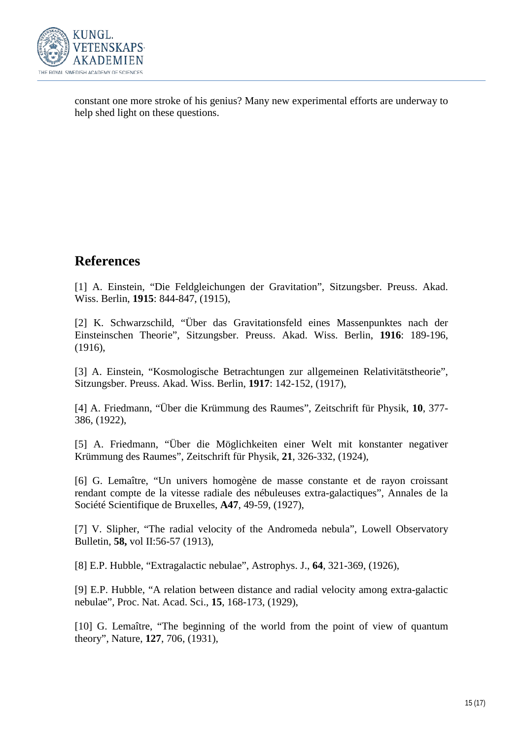constant one more stroke of his genius? Many new experimental efforts are underway to help shed light on these questions.

## References

[1] A. Einstein, "Die Feldgleichungen der Gravitation", Sitzungsber. Preuss. Akad. Wiss. Berlin, **1915**: 844-847, (1915),

[2] K. Schwarzschild, "Über das Gravitationsfeld eines Massenpunktes nach der Einsteinschen Theorie", Sitzungsber. Preuss. Akad. Wiss. Berlin, **1916**: 189-196, (1916),

[3] A. Einstein, "Kosmologische Betrachtungen zur allgemeinen Relativitätstheorie", Sitzungsber. Preuss. Akad. Wiss. Berlin, **1917**: 142-152, (1917),

[4] A. Friedmann, "Über die Krümmung des Raumes", Zeitschrift für Physik, **10**, 377-386, (1922),

[5] A. Friedmann, "Über die Möglichkeiten einer Welt mit konstanter negativer Krümmung des Raumes", Zeitschrift für Physik, **21**, 326-332, (1924),

[6] G. Lemaître, "Un univers homogène de masse constante et de rayon croissant rendant compte de la vitesse radiale des nébuleuses extra-galactiques", Annales de la Société Scientifique de Bruxelles, **A47**, 49-59, (1927),

[7] V. Slipher, "The radial velocity of the Andromeda nebula", Lowell Observatory Bulletin, **58,** vol II:56-57 (1913),

[8] E.P. Hubble, "Extragalactic nebulae", Astrophys. J., **64**, 321-369, (1926),

[9] E.P. Hubble, "A relation between distance and radial velocity among extra-galactic nebulae", Proc. Nat. Acad. Sci., **15**, 168-173, (1929),

[10] G. Lemaître, "The beginning of the world from the point of view of quantum theory", Nature, **127**, 706, (1931),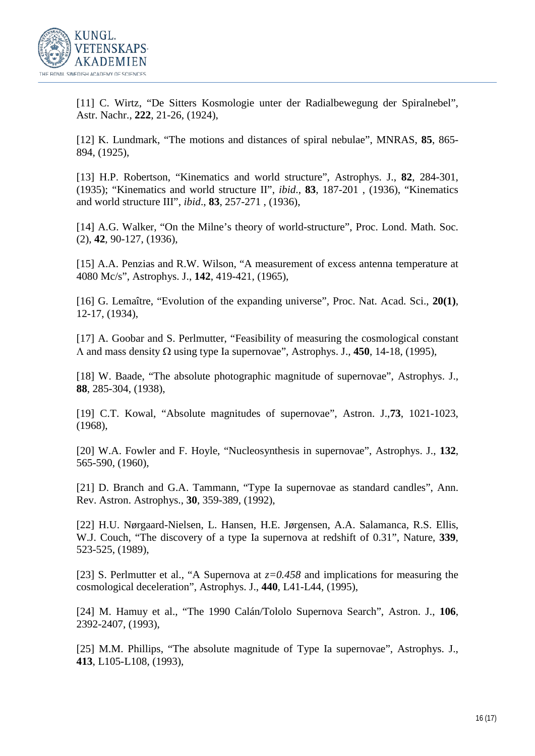[11] C. Wirtz, “De Sitters Kosmologie unter der Radialbewegung der Spiralnebel”, Astr. Nachr., **222**, 21-26, (1924),

[12] K. Lundmark, “The motions and distances of spiral nebulae”, MNRAS, **85**, 865-894, (1925),

[13] H.P. Robertson, “Kinematics and world structure”, Astrophys. J., **82**, 284-301, (1935); “Kinematics and world structure II”, *ibid*., **83**, 187-201 , (1936), “Kinematics and world structure III”, *ibid*., **83**, 257-271 , (1936),

[14] A.G. Walker, “On the Milne’s theory of world-structure”, Proc. Lond. Math. Soc. (2), **42**, 90-127, (1936),

[15] A.A. Penzias and R.W. Wilson, “A measurement of excess antenna temperature at 4080 Mc/s”, Astrophys. J., **142**, 419-421, (1965),

[16] G. Lemaître, “Evolution of the expanding universe”, Proc. Nat. Acad. Sci., **20(1)**, 12-17, (1934),

[17] A. Goobar and S. Perlmutter, “Feasibility of measuring the cosmological constant $\Lambda$ and mass density $\Omega$ using type Ia supernovae”, Astrophys. J., **450**, 14-18, (1995),

[18] W. Baade, “The absolute photographic magnitude of supernovae”, Astrophys. J., **88**, 285-304, (1938),

[19] C.T. Kowal, “Absolute magnitudes of supernovae”, Astron. J.,**73**, 1021-1023, (1968),

[20] W.A. Fowler and F. Hoyle, “Nucleosynthesis in supernovae”, Astrophys. J., **132**, 565-590, (1960),

[21] D. Branch and G.A. Tammann, “Type Ia supernovae as standard candles”, Ann. Rev. Astron. Astrophys., **30**, 359-389, (1992),

[22] H.U. Nørgaard-Nielsen, L. Hansen, H.E. Jørgensen, A.A. Salamanca, R.S. Ellis, W.J. Couch, “The discovery of a type Ia supernova at redshift of 0.31”, Nature, **339**, 523-525, (1989),

[23] S. Perlmutter et al., “A Supernova at $z=0.458$ and implications for measuring the cosmological deceleration”, Astrophys. J., **440**, L41-L44, (1995),

[24] M. Hamuy et al., “The 1990 Calán/Tololo Supernova Search”, Astron. J., **106**, 2392-2407, (1993),

[25] M.M. Phillips, “The absolute magnitude of Type Ia supernovae”, Astrophys. J., **413**, L105-L108, (1993),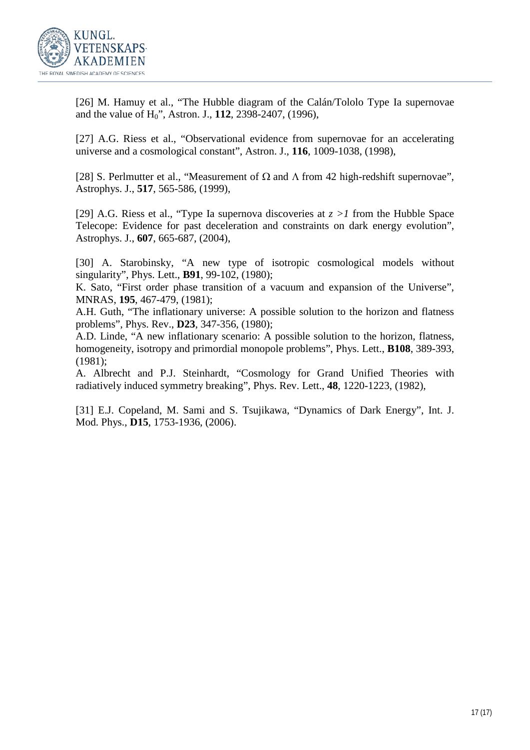[26] M. Hamuy et al., "The Hubble diagram of the Calán/Tololo Type Ia supernovae and the value of $H_0$", Astron. J., **112**, 2398-2407, (1996),

[27] A.G. Riess et al., "Observational evidence from supernovae for an accelerating universe and a cosmological constant", Astron. J., **116**, 1009-1038, (1998),

[28] S. Perlmutter et al., "Measurement of $\Omega$ and $\Lambda$ from 42 high-redshift supernovae", Astrophys. J., **517**, 565-586, (1999),

[29] A.G. Riess et al., "Type Ia supernova discoveries at $z > 1$ from the Hubble Space Telecope: Evidence for past deceleration and constraints on dark energy evolution", Astrophys. J., **607**, 665-687, (2004),

[30] A. Starobinsky, "A new type of isotropic cosmological models without singularity", Phys. Lett., **B91**, 99-102, (1980);
K. Sato, "First order phase transition of a vacuum and expansion of the Universe", MNRAS, **195**, 467-479, (1981);
A.H. Guth, "The inflationary universe: A possible solution to the horizon and flatness problems", Phys. Rev., **D23**, 347-356, (1980);
A.D. Linde, "A new inflationary scenario: A possible solution to the horizon, flatness, homogeneity, isotropy and primordial monopole problems", Phys. Lett., **B108**, 389-393, (1981);
A. Albrecht and P.J. Steinhardt, "Cosmology for Grand Unified Theories with radiatively induced symmetry breaking", Phys. Rev. Lett., **48**, 1220-1223, (1982),

[31] E.J. Copeland, M. Sami and S. Tsujikawa, "Dynamics of Dark Energy", Int. J. Mod. Phys., **D15**, 1753-1936, (2006).